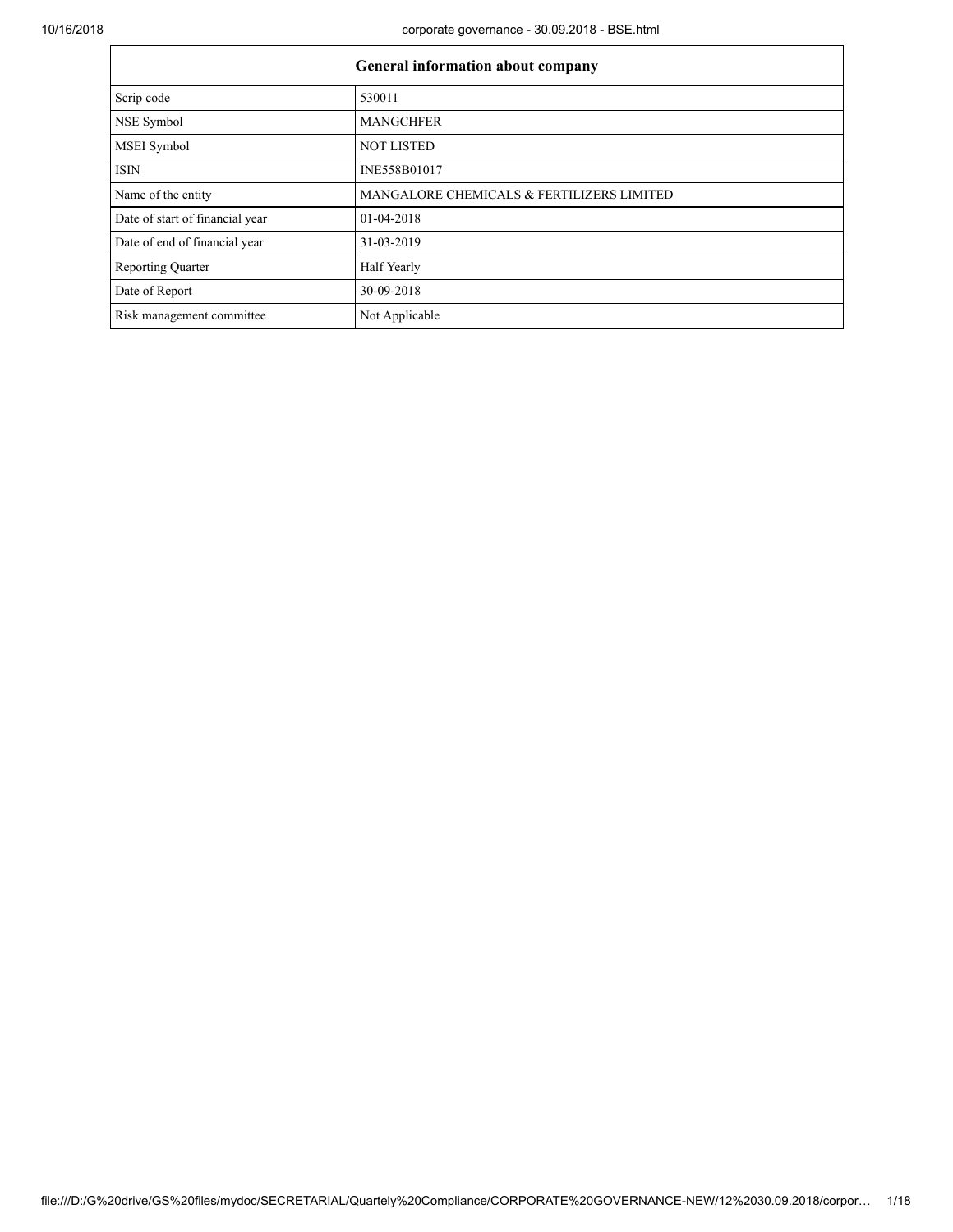| General information about company | |
|---|---|
| Scrip code | 530011 |
| NSE Symbol | MANGCHFER |
| MSEI Symbol | NOT LISTED |
| ISIN | INE558B01017 |
| Name of the entity | MANGALORE CHEMICALS & FERTILIZERS LIMITED |
| Date of start of financial year | 01-04-2018 |
| Date of end of financial year | 31-03-2019 |
| Reporting Quarter | Half Yearly |
| Date of Report | 30-09-2018 |
| Risk management committee | Not Applicable |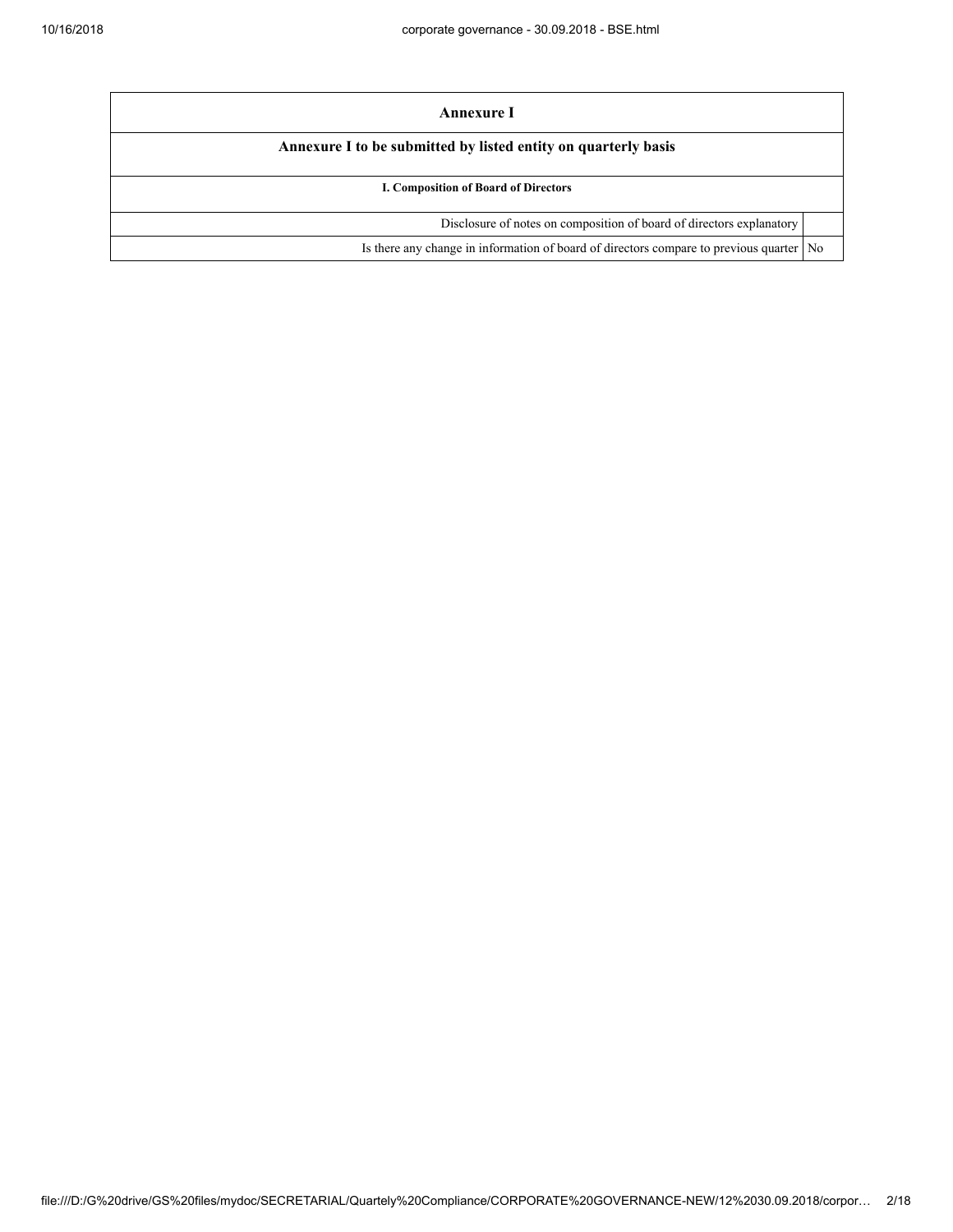| Annexure I | |
|---|---|
| **Annexure I to be submitted by listed entity on quarterly basis** | |
| **I. Composition of Board of Directors** | |
| Disclosure of notes on composition of board of directors explanatory | |
| Is there any change in information of board of directors compare to previous quarter | No |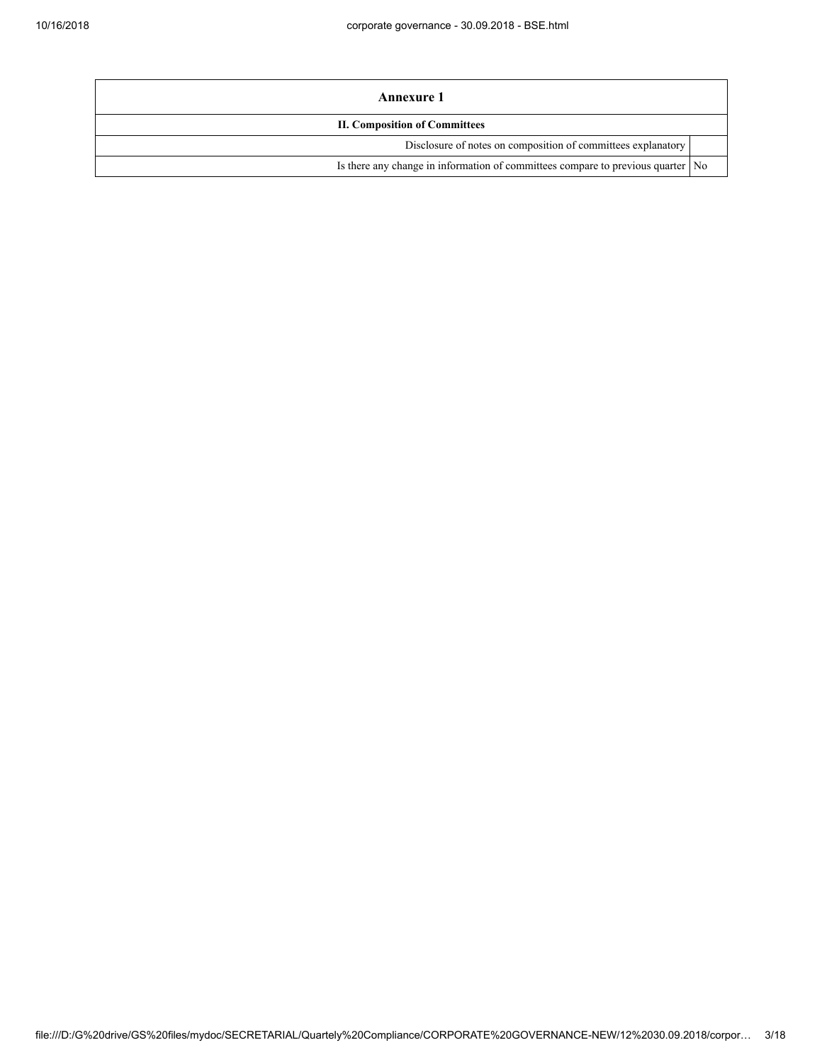| Annexure 1 | |
|---|---|
| **II. Composition of Committees** | |
| Disclosure of notes on composition of committees explanatory | |
| Is there any change in information of committees compare to previous quarter | No |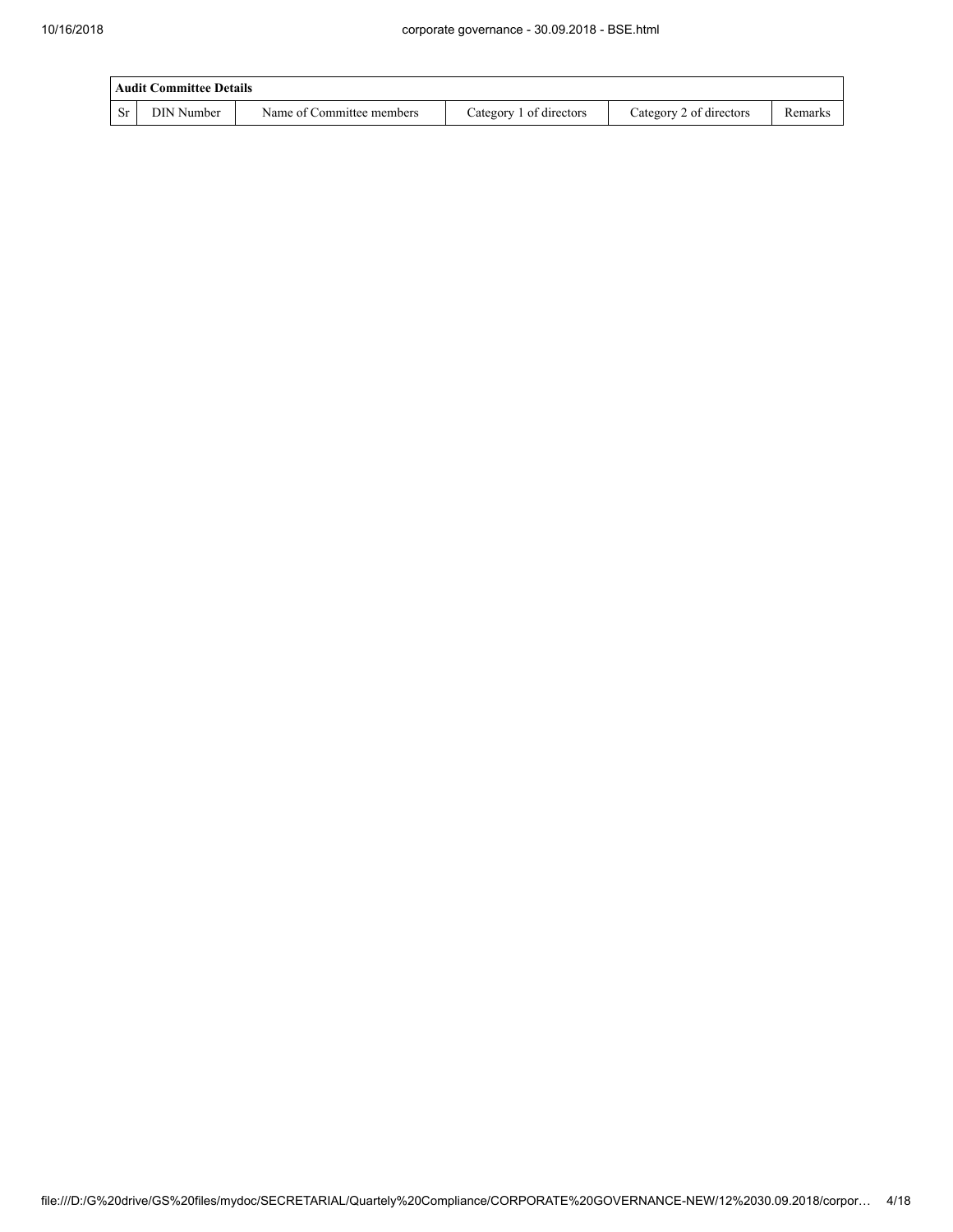| Audit Committee Details | | | | | |
|---|---|---|---|---|---|
| Sr | DIN Number | Name of Committee members | Category 1 of directors | Category 2 of directors | Remarks |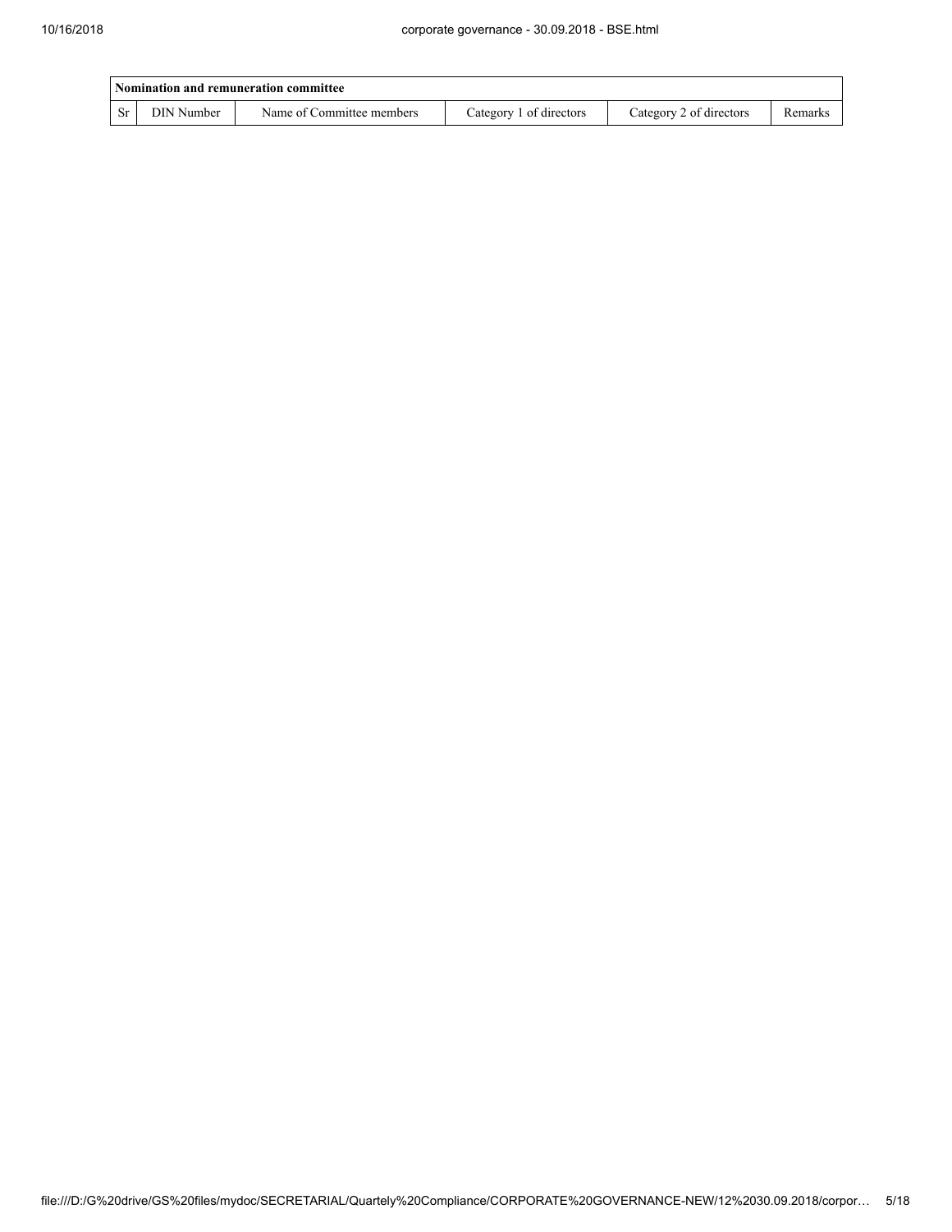| Nomination and remuneration committee | | | | | |
|---|---|---|---|---|---|
| Sr | DIN Number | Name of Committee members | Category 1 of directors | Category 2 of directors | Remarks |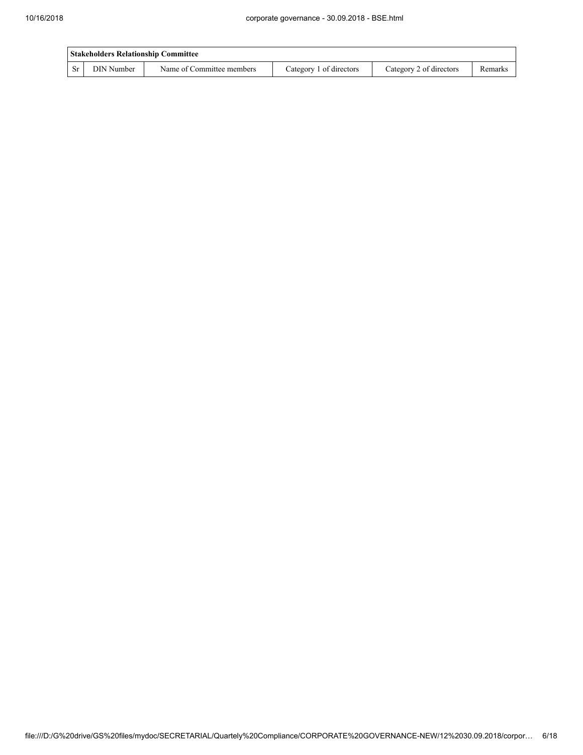| Stakeholders Relationship Committee | | | | | |
|---|---|---|---|---|---|
| Sr | DIN Number | Name of Committee members | Category 1 of directors | Category 2 of directors | Remarks |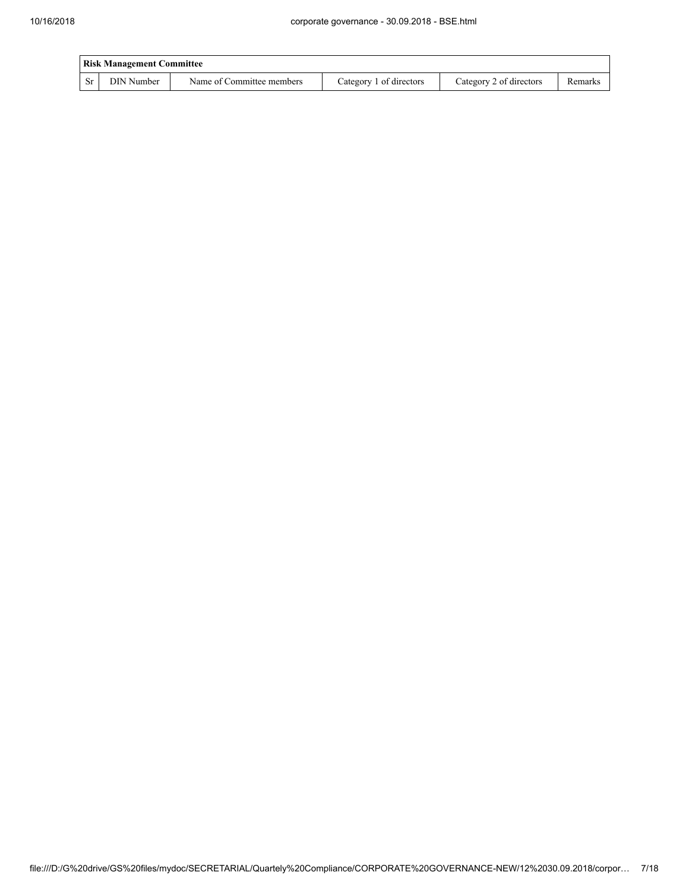| Risk Management Committee | | | | | |
|---|---|---|---|---|---|
| Sr | DIN Number | Name of Committee members | Category 1 of directors | Category 2 of directors | Remarks |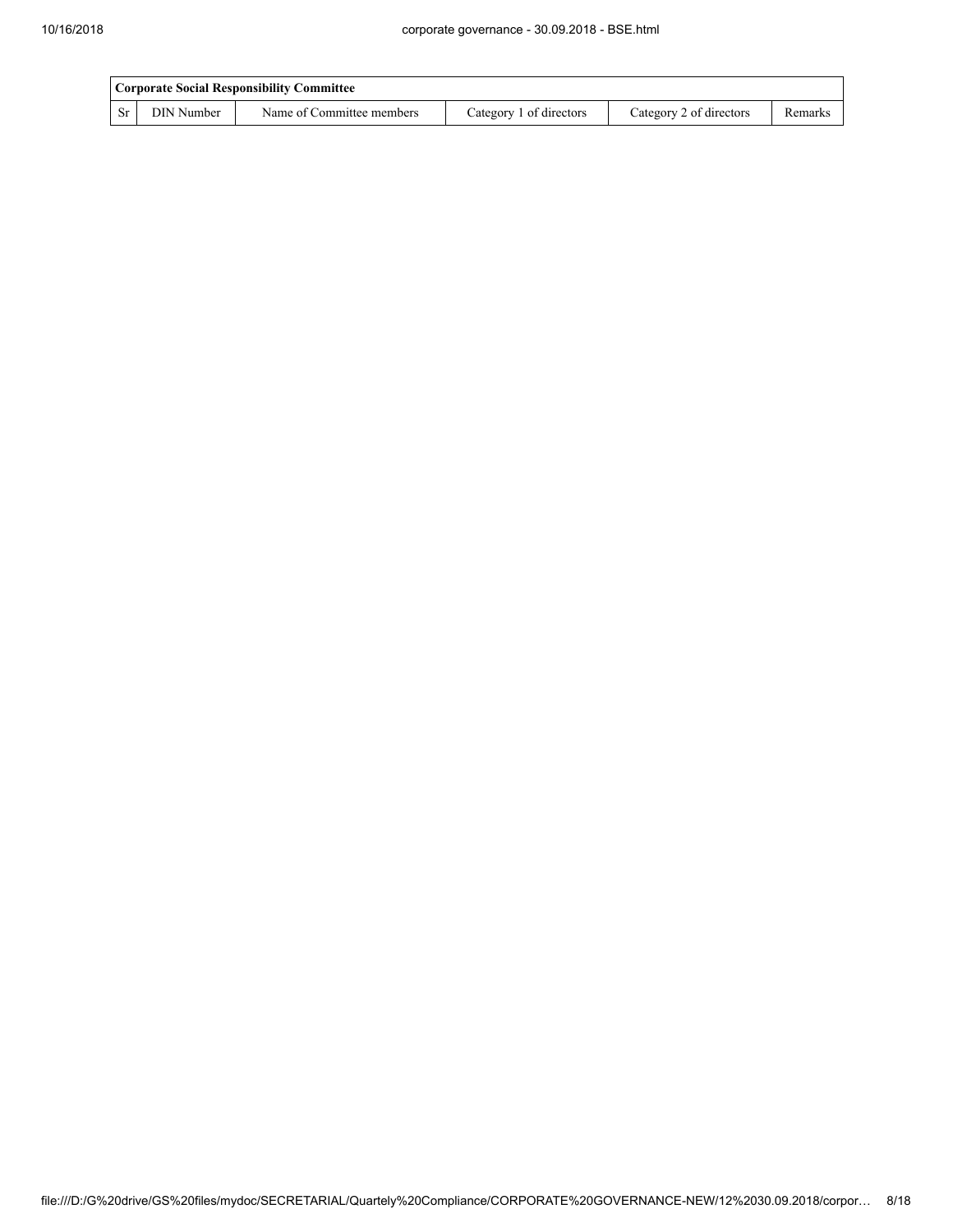| Corporate Social Responsibility Committee | | | | | |
|---|---|---|---|---|---|
| Sr | DIN Number | Name of Committee members | Category 1 of directors | Category 2 of directors | Remarks |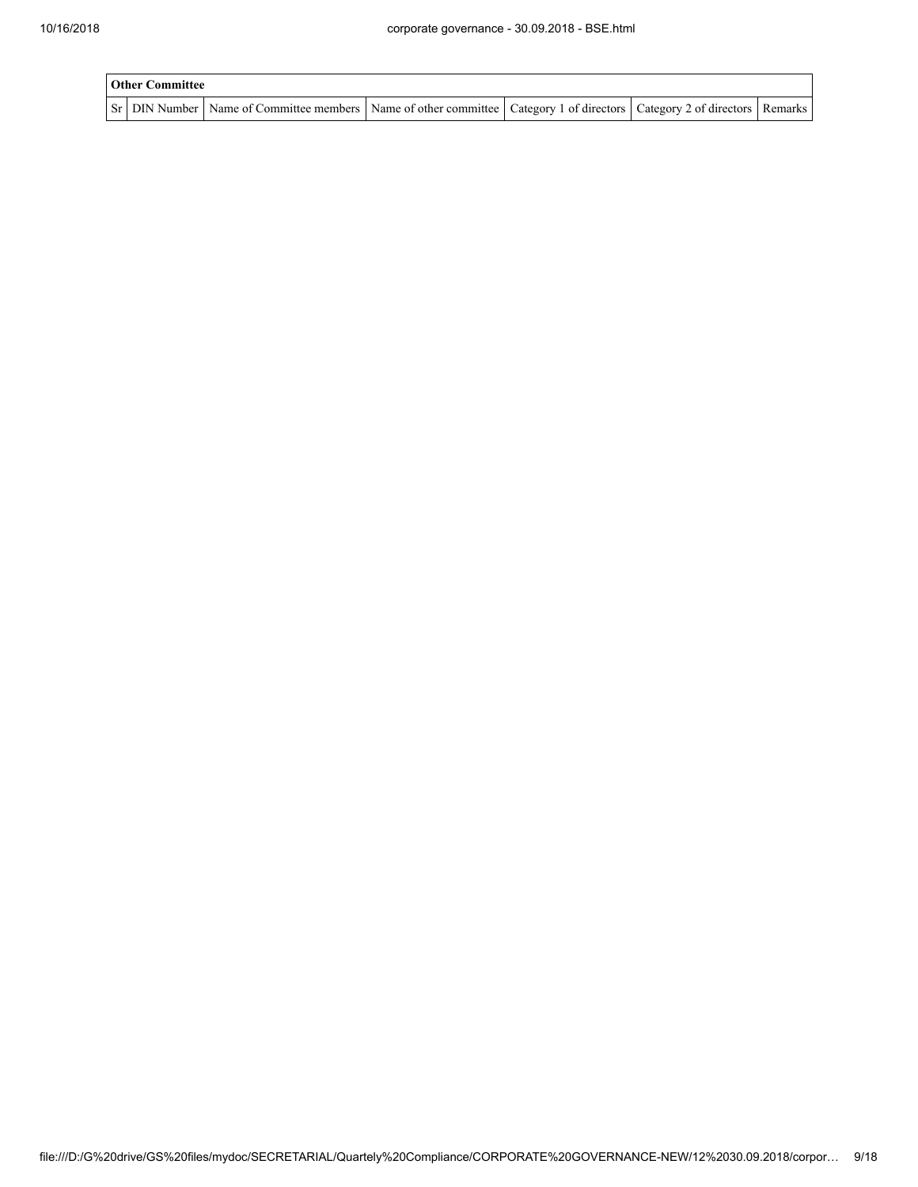| Other Committee | | | | | | |
|---|---|---|---|---|---|---|
| Sr | DIN Number | Name of Committee members | Name of other committee | Category 1 of directors | Category 2 of directors | Remarks |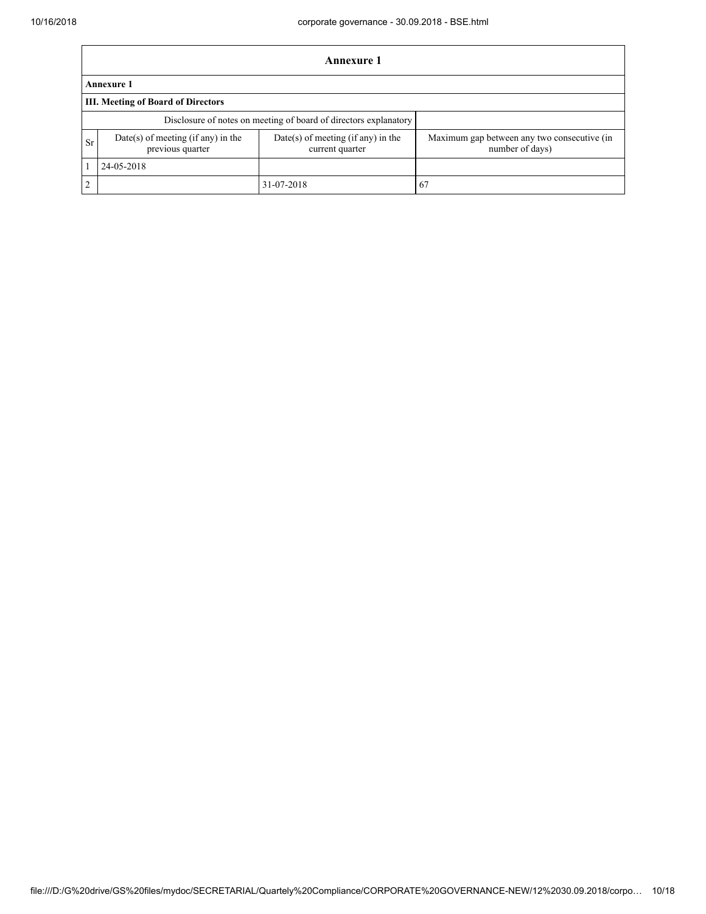# Annexure 1

**Annexure 1**

**III. Meeting of Board of Directors**

| Disclosure of notes on meeting of board of directors explanatory | | | |
|---|---|---|---|
| Sr | Date(s) of meeting (if any) in the previous quarter | Date(s) of meeting (if any) in the current quarter | Maximum gap between any two consecutive (in number of days) |
| 1 | 24-05-2018 | | |
| 2 | | 31-07-2018 | 67 |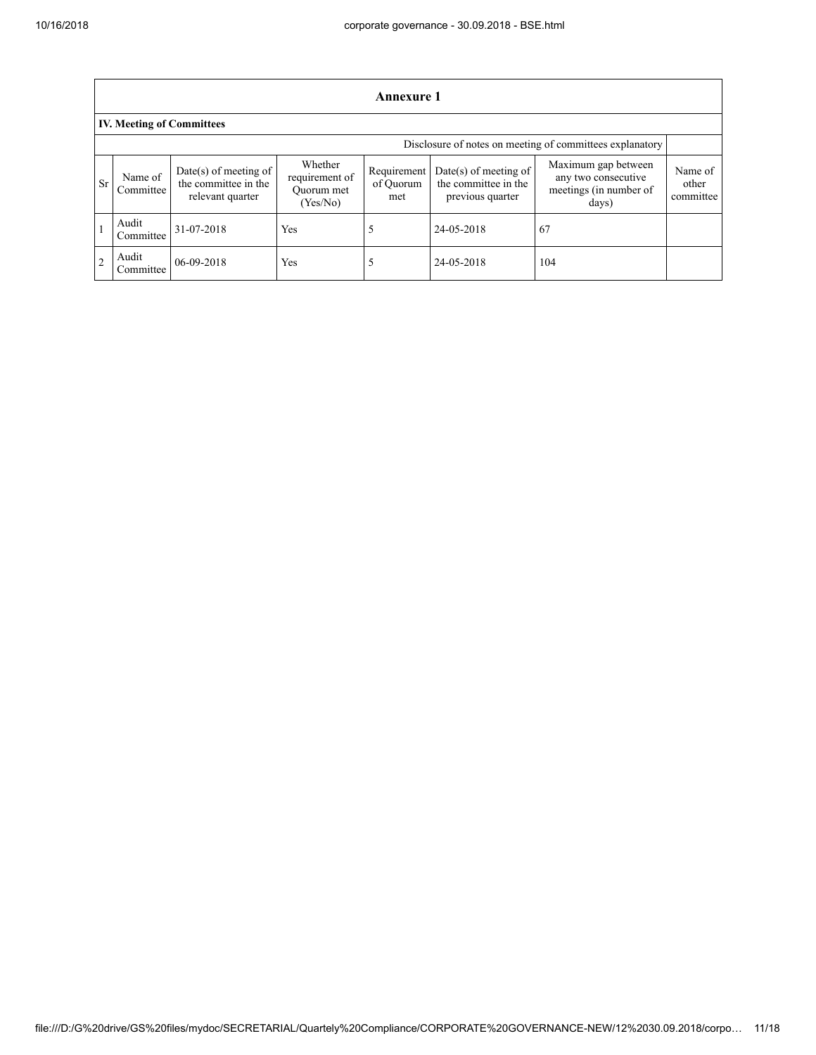## Annexure 1

### IV. Meeting of Committees

| | | | | | | | |
|---|---|---|---|---|---|---|---|
| Disclosure of notes on meeting of committees explanatory | | | | | | | |
| Sr | Name of Committee | Date(s) of meeting of the committee in the relevant quarter | Whether requirement of Quorum met (Yes/No) | Requirement of Quorum met | Date(s) of meeting of the committee in the previous quarter | Maximum gap between any two consecutive meetings (in number of days) | Name of other committee |
| 1 | Audit Committee | 31-07-2018 | Yes | 5 | 24-05-2018 | 67 | |
| 2 | Audit Committee | 06-09-2018 | Yes | 5 | 24-05-2018 | 104 | |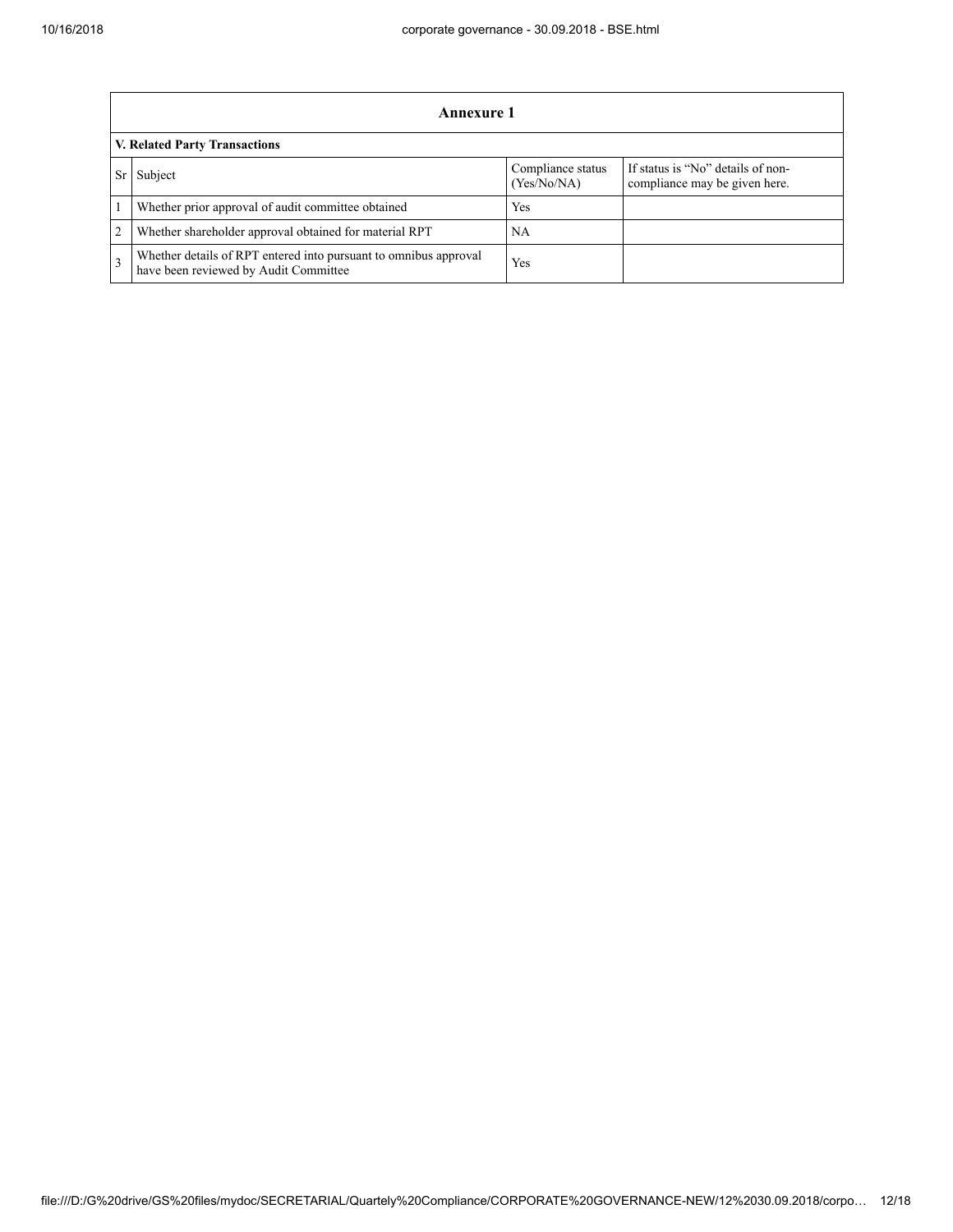| Annexure 1 | | | |
|---|---|---|---|
| **V. Related Party Transactions** | | | |
| Sr | Subject | Compliance status (Yes/No/NA) | If status is "No" details of non-compliance may be given here. |
| 1 | Whether prior approval of audit committee obtained | Yes | |
| 2 | Whether shareholder approval obtained for material RPT | NA | |
| 3 | Whether details of RPT entered into pursuant to omnibus approval have been reviewed by Audit Committee | Yes | |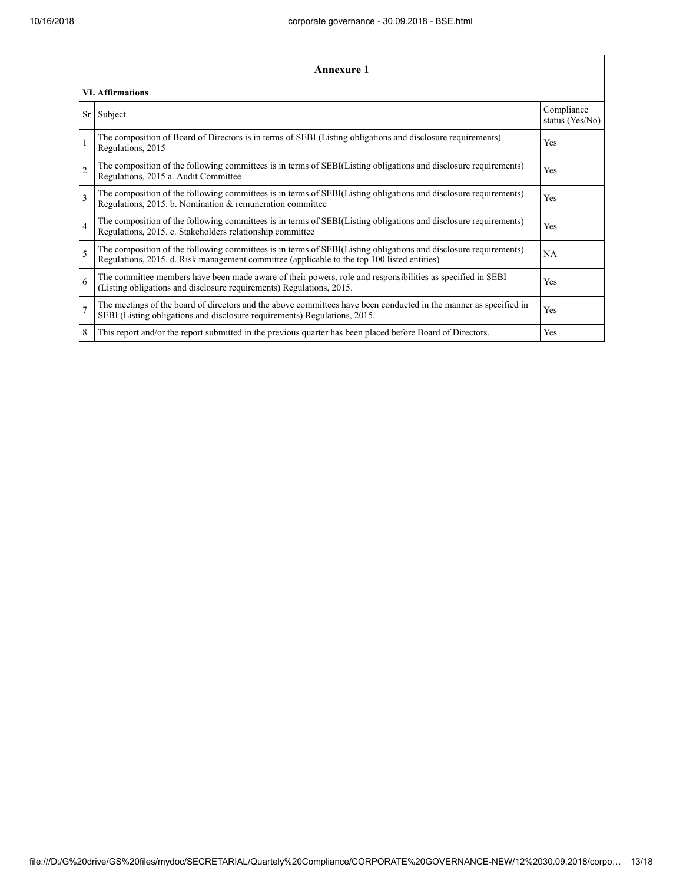| Annexure 1 | | |
|---|---|---|
| **VI. Affirmations** | | |
| Sr | Subject | Compliance status (Yes/No) |
| 1 | The composition of Board of Directors is in terms of SEBI (Listing obligations and disclosure requirements) Regulations, 2015 | Yes |
| 2 | The composition of the following committees is in terms of SEBI(Listing obligations and disclosure requirements) Regulations, 2015 a. Audit Committee | Yes |
| 3 | The composition of the following committees is in terms of SEBI(Listing obligations and disclosure requirements) Regulations, 2015. b. Nomination & remuneration committee | Yes |
| 4 | The composition of the following committees is in terms of SEBI(Listing obligations and disclosure requirements) Regulations, 2015. c. Stakeholders relationship committee | Yes |
| 5 | The composition of the following committees is in terms of SEBI(Listing obligations and disclosure requirements) Regulations, 2015. d. Risk management committee (applicable to the top 100 listed entities) | NA |
| 6 | The committee members have been made aware of their powers, role and responsibilities as specified in SEBI (Listing obligations and disclosure requirements) Regulations, 2015. | Yes |
| 7 | The meetings of the board of directors and the above committees have been conducted in the manner as specified in SEBI (Listing obligations and disclosure requirements) Regulations, 2015. | Yes |
| 8 | This report and/or the report submitted in the previous quarter has been placed before Board of Directors. | Yes |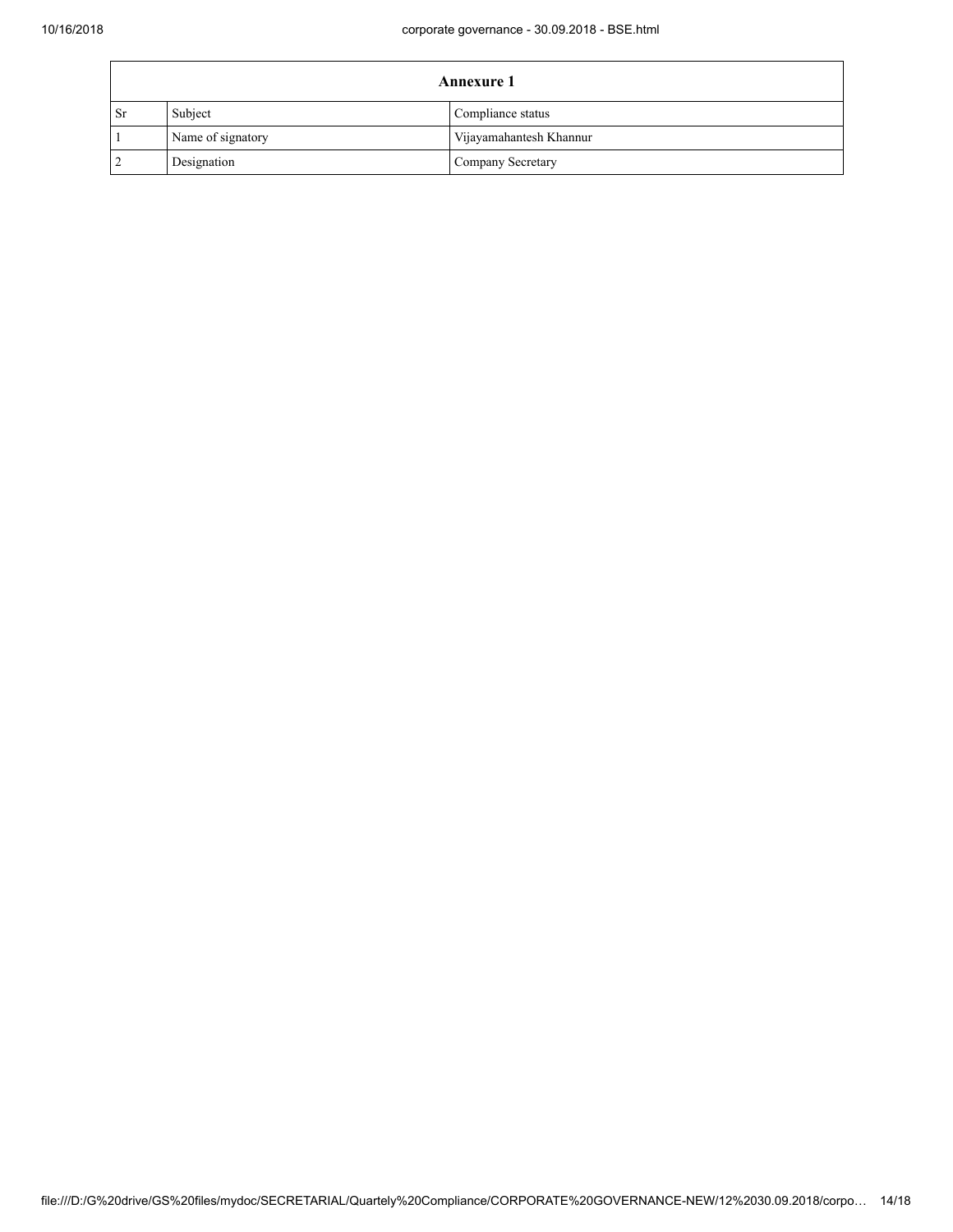| Annexure 1 | | |
|---|---|---|
| Sr | Subject | Compliance status |
| 1 | Name of signatory | Vijayamahantesh Khannur |
| 2 | Designation | Company Secretary |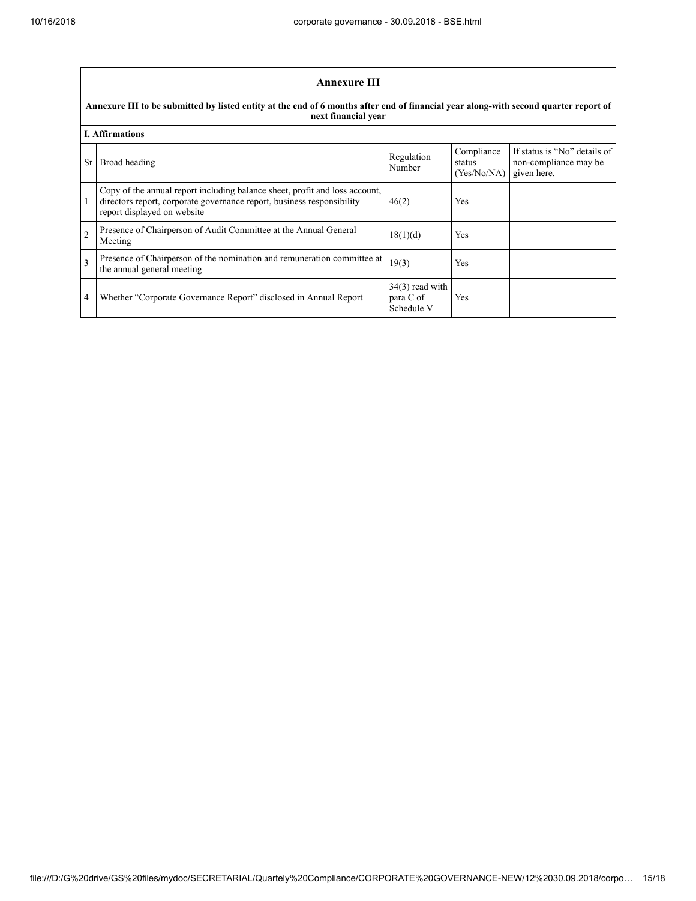| Annexure III | | | | |
|---|---|---|---|---|
| **Annexure III to be submitted by listed entity at the end of 6 months after end of financial year along-with second quarter report of next financial year** | | | | |
| **I. Affirmations** | | | | |
| Sr | Broad heading | Regulation Number | Compliance status (Yes/No/NA) | If status is "No" details of non-compliance may be given here. |
| 1 | Copy of the annual report including balance sheet, profit and loss account, directors report, corporate governance report, business responsibility report displayed on website | 46(2) | Yes | |
| 2 | Presence of Chairperson of Audit Committee at the Annual General Meeting | 18(1)(d) | Yes | |
| 3 | Presence of Chairperson of the nomination and remuneration committee at the annual general meeting | 19(3) | Yes | |
| 4 | Whether "Corporate Governance Report" disclosed in Annual Report | 34(3) read with para C of Schedule V | Yes | |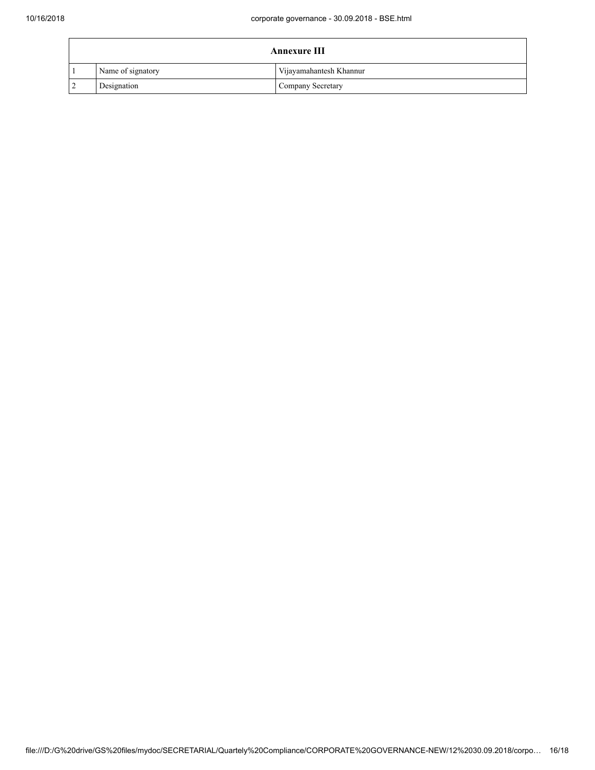| Annexure III | | |
|---|---|---|
| 1 | Name of signatory | Vijayamahantesh Khannur |
| 2 | Designation | Company Secretary |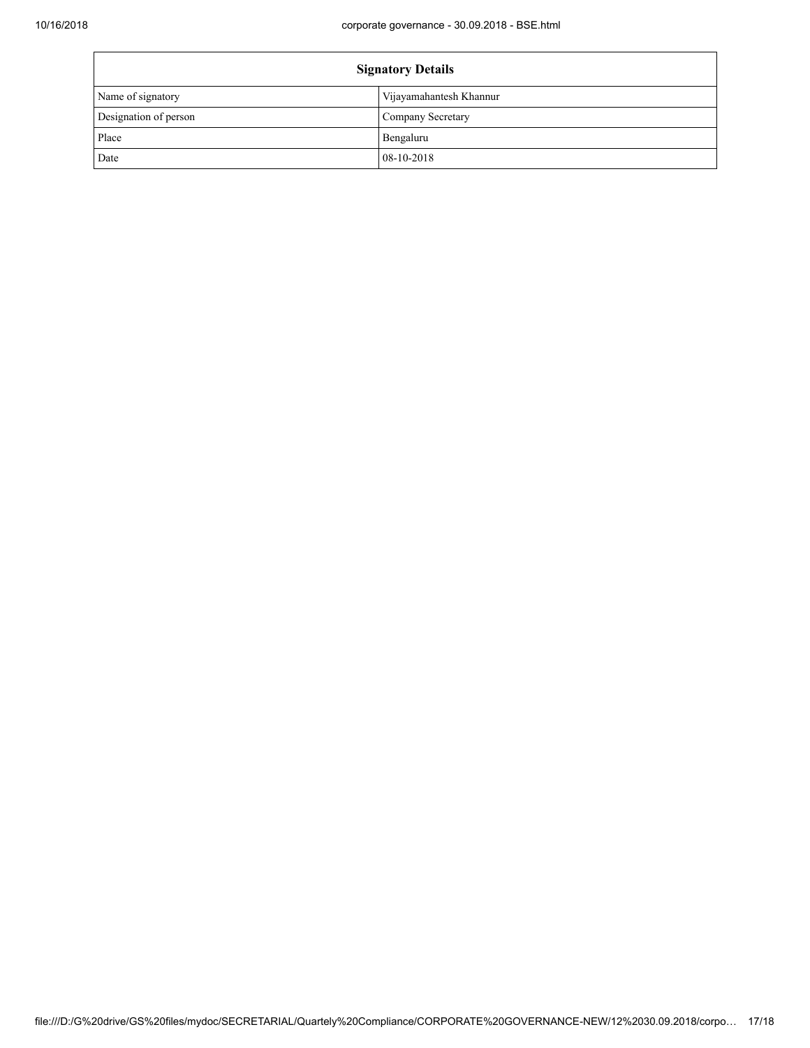| Signatory Details | |
|---|---|
| Name of signatory | Vijayamahantesh Khannur |
| Designation of person | Company Secretary |
| Place | Bengaluru |
| Date | 08-10-2018 |